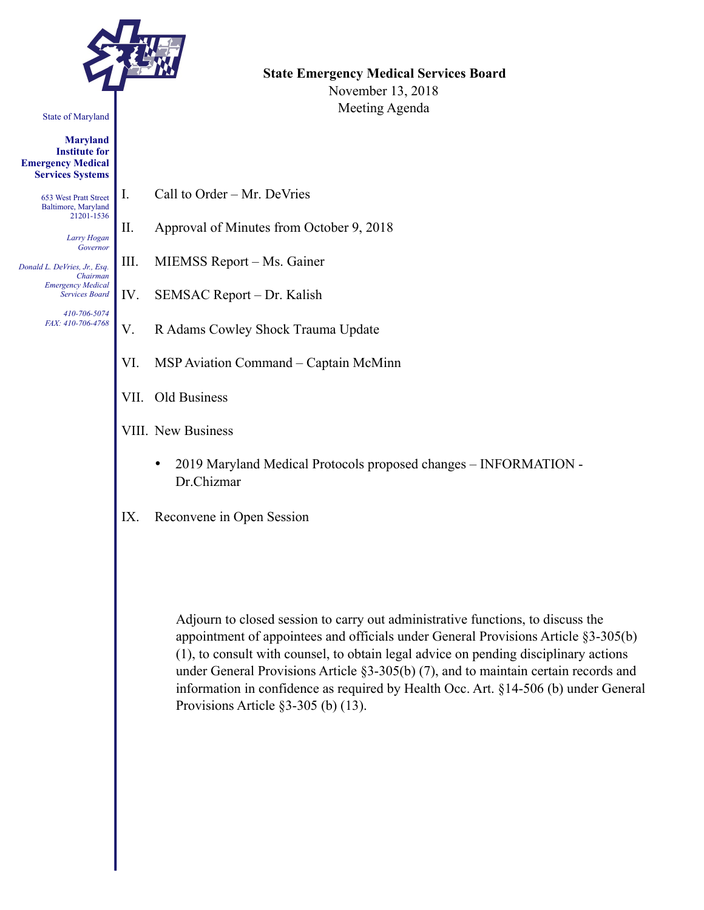State of Maryland

**Maryland Institute for Emergency Medical Services Systems**

653 West Pratt Street
Baltimore, Maryland
21201-1536

*Larry Hogan*
*Governor*

*Donald L. DeVries, Jr., Esq.*
*Chairman*
*Emergency Medical Services Board*

*410-706-5074*
*FAX: 410-706-4768*

**State Emergency Medical Services Board**
November 13, 2018
Meeting Agenda

I. Call to Order – Mr. DeVries

II. Approval of Minutes from October 9, 2018

III. MIEMSS Report – Ms. Gainer

IV. SEMSAC Report – Dr. Kalish

V. R Adams Cowley Shock Trauma Update

VI. MSP Aviation Command – Captain McMinn

VII. Old Business

VIII. New Business

- 2019 Maryland Medical Protocols proposed changes – INFORMATION - Dr.Chizmar

IX. Reconvene in Open Session

Adjourn to closed session to carry out administrative functions, to discuss the appointment of appointees and officials under General Provisions Article §3-305(b)(1), to consult with counsel, to obtain legal advice on pending disciplinary actions under General Provisions Article §3-305(b) (7), and to maintain certain records and information in confidence as required by Health Occ. Art. §14-506 (b) under General Provisions Article §3-305 (b) (13).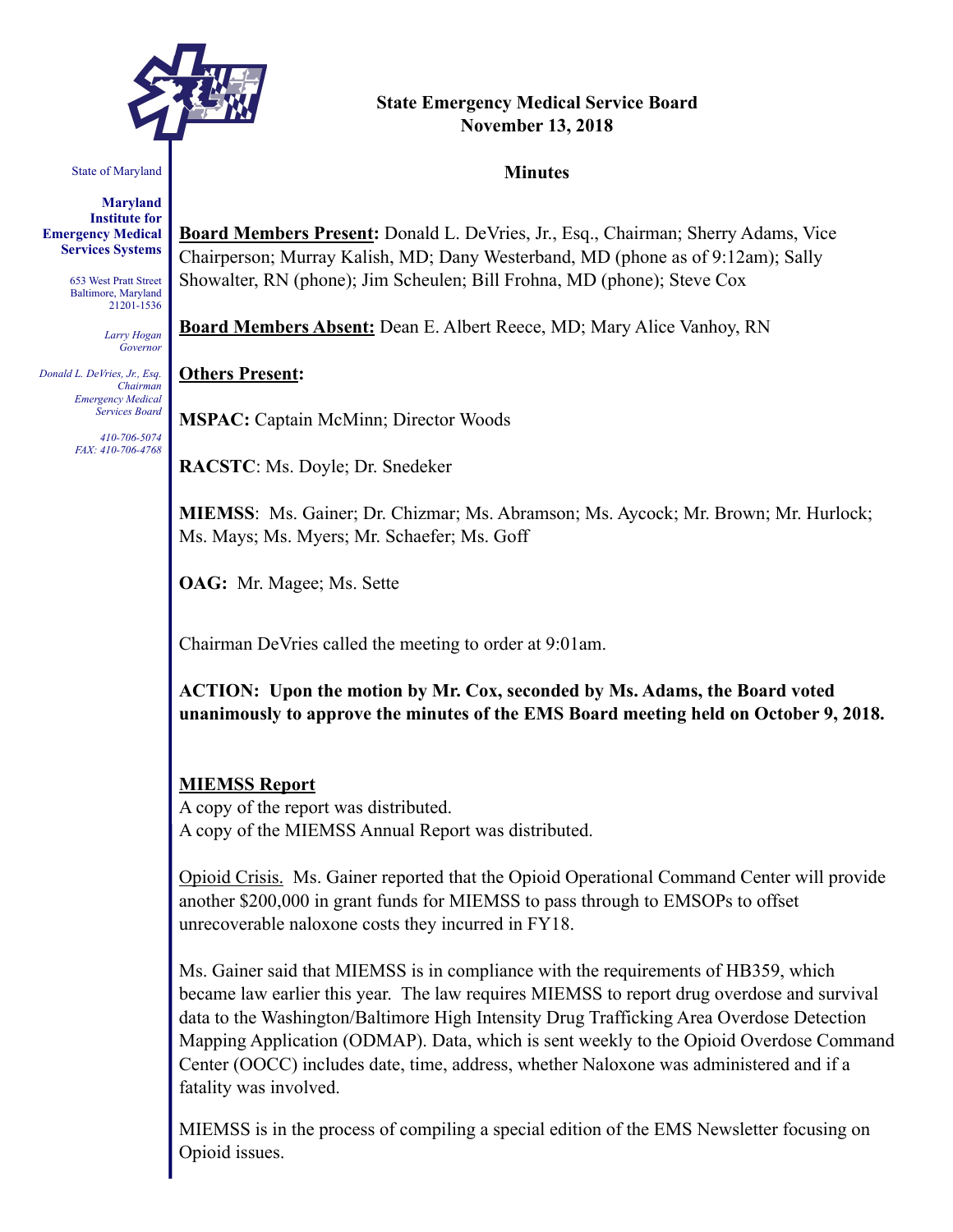State of Maryland

**Maryland Institute for Emergency Medical Services Systems**

653 West Pratt Street
Baltimore, Maryland
21201-1536

*Larry Hogan*
*Governor*

*Donald L. DeVries, Jr., Esq.*
*Chairman*
*Emergency Medical Services Board*

*410-706-5074*
*FAX: 410-706-4768*

**State Emergency Medical Service Board**
**November 13, 2018**

**Minutes**

**Board Members Present:** Donald L. DeVries, Jr., Esq., Chairman; Sherry Adams, Vice Chairperson; Murray Kalish, MD; Dany Westerband, MD (phone as of 9:12am); Sally Showalter, RN (phone); Jim Scheulen; Bill Frohna, MD (phone); Steve Cox

**Board Members Absent:** Dean E. Albert Reece, MD; Mary Alice Vanhoy, RN

**Others Present:**

**MSPAC:** Captain McMinn; Director Woods

**RACSTC**: Ms. Doyle; Dr. Snedeker

**MIEMSS**: Ms. Gainer; Dr. Chizmar; Ms. Abramson; Ms. Aycock; Mr. Brown; Mr. Hurlock; Ms. Mays; Ms. Myers; Mr. Schaefer; Ms. Goff

**OAG:** Mr. Magee; Ms. Sette

Chairman DeVries called the meeting to order at 9:01am.

**ACTION: Upon the motion by Mr. Cox, seconded by Ms. Adams, the Board voted unanimously to approve the minutes of the EMS Board meeting held on October 9, 2018.**

**MIEMSS Report**
A copy of the report was distributed.
A copy of the MIEMSS Annual Report was distributed.

Opioid Crisis. Ms. Gainer reported that the Opioid Operational Command Center will provide another $200,000 in grant funds for MIEMSS to pass through to EMSOPs to offset unrecoverable naloxone costs they incurred in FY18.

Ms. Gainer said that MIEMSS is in compliance with the requirements of HB359, which became law earlier this year. The law requires MIEMSS to report drug overdose and survival data to the Washington/Baltimore High Intensity Drug Trafficking Area Overdose Detection Mapping Application (ODMAP). Data, which is sent weekly to the Opioid Overdose Command Center (OOCC) includes date, time, address, whether Naloxone was administered and if a fatality was involved.

MIEMSS is in the process of compiling a special edition of the EMS Newsletter focusing on Opioid issues.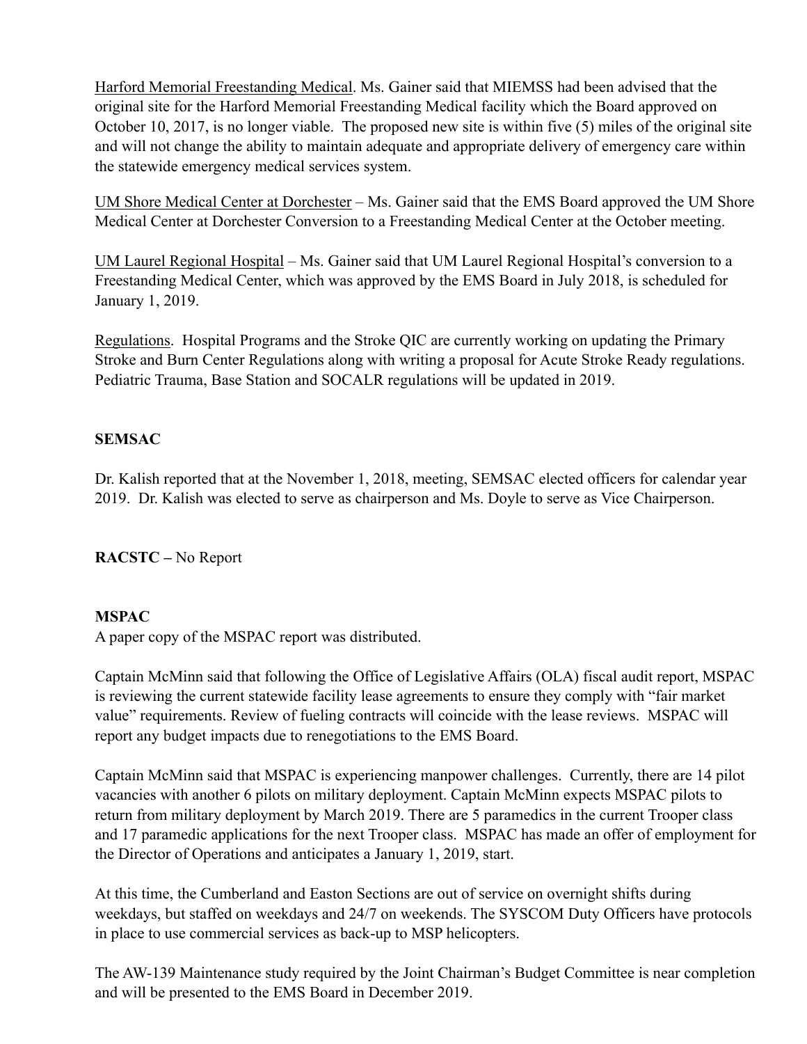Harford Memorial Freestanding Medical. Ms. Gainer said that MIEMSS had been advised that the original site for the Harford Memorial Freestanding Medical facility which the Board approved on October 10, 2017, is no longer viable. The proposed new site is within five (5) miles of the original site and will not change the ability to maintain adequate and appropriate delivery of emergency care within the statewide emergency medical services system.

UM Shore Medical Center at Dorchester – Ms. Gainer said that the EMS Board approved the UM Shore Medical Center at Dorchester Conversion to a Freestanding Medical Center at the October meeting.

UM Laurel Regional Hospital – Ms. Gainer said that UM Laurel Regional Hospital's conversion to a Freestanding Medical Center, which was approved by the EMS Board in July 2018, is scheduled for January 1, 2019.

Regulations. Hospital Programs and the Stroke QIC are currently working on updating the Primary Stroke and Burn Center Regulations along with writing a proposal for Acute Stroke Ready regulations. Pediatric Trauma, Base Station and SOCALR regulations will be updated in 2019.

**SEMSAC**

Dr. Kalish reported that at the November 1, 2018, meeting, SEMSAC elected officers for calendar year 2019. Dr. Kalish was elected to serve as chairperson and Ms. Doyle to serve as Vice Chairperson.

**RACSTC –** No Report

**MSPAC**

A paper copy of the MSPAC report was distributed.

Captain McMinn said that following the Office of Legislative Affairs (OLA) fiscal audit report, MSPAC is reviewing the current statewide facility lease agreements to ensure they comply with "fair market value" requirements. Review of fueling contracts will coincide with the lease reviews. MSPAC will report any budget impacts due to renegotiations to the EMS Board.

Captain McMinn said that MSPAC is experiencing manpower challenges. Currently, there are 14 pilot vacancies with another 6 pilots on military deployment. Captain McMinn expects MSPAC pilots to return from military deployment by March 2019. There are 5 paramedics in the current Trooper class and 17 paramedic applications for the next Trooper class. MSPAC has made an offer of employment for the Director of Operations and anticipates a January 1, 2019, start.

At this time, the Cumberland and Easton Sections are out of service on overnight shifts during weekdays, but staffed on weekdays and 24/7 on weekends. The SYSCOM Duty Officers have protocols in place to use commercial services as back-up to MSP helicopters.

The AW-139 Maintenance study required by the Joint Chairman's Budget Committee is near completion and will be presented to the EMS Board in December 2019.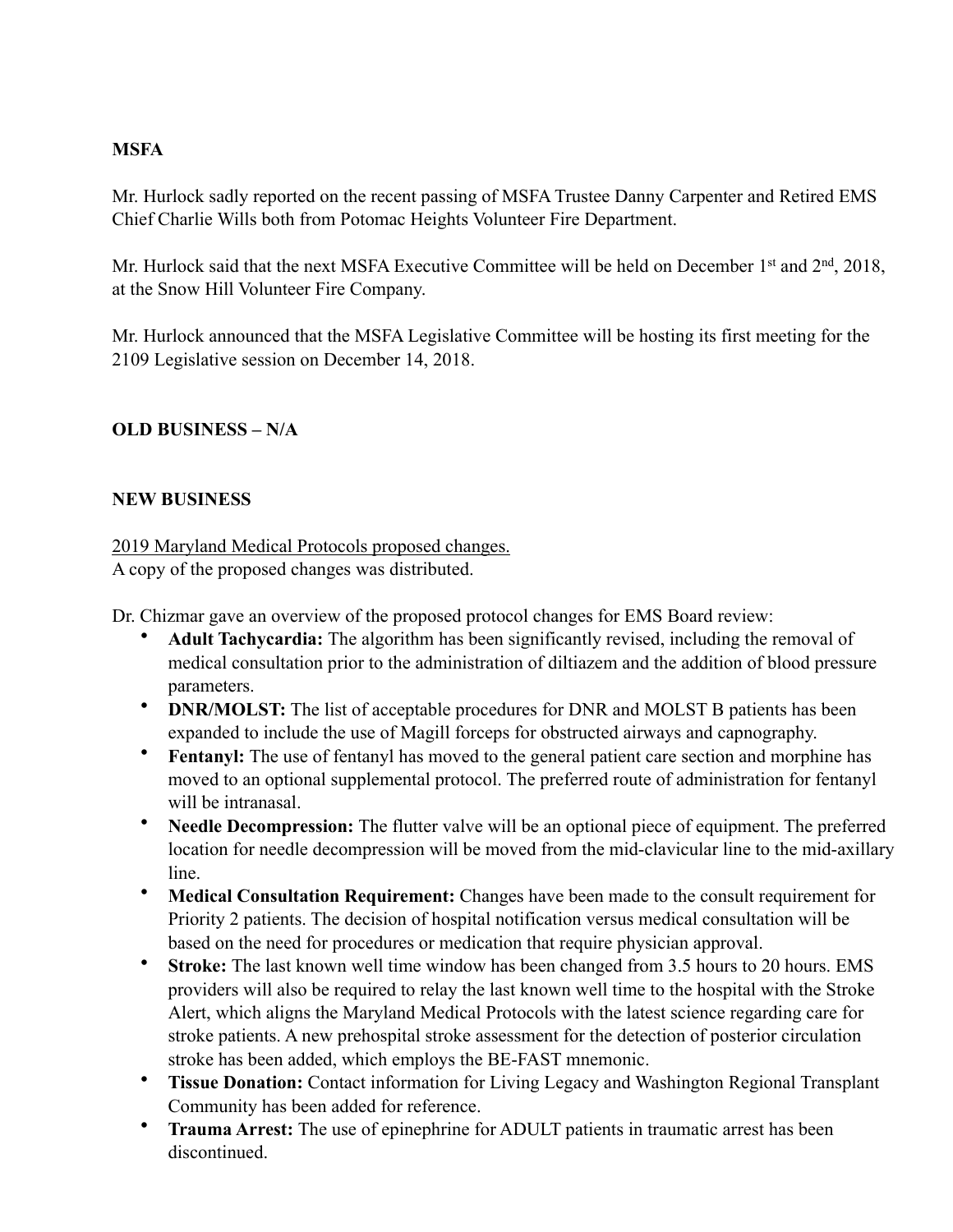**MSFA**

Mr. Hurlock sadly reported on the recent passing of MSFA Trustee Danny Carpenter and Retired EMS Chief Charlie Wills both from Potomac Heights Volunteer Fire Department.

Mr. Hurlock said that the next MSFA Executive Committee will be held on December 1st and 2nd, 2018, at the Snow Hill Volunteer Fire Company.

Mr. Hurlock announced that the MSFA Legislative Committee will be hosting its first meeting for the 2109 Legislative session on December 14, 2018.

**OLD BUSINESS – N/A**

**NEW BUSINESS**

<u>2019 Maryland Medical Protocols proposed changes.</u>
A copy of the proposed changes was distributed.

Dr. Chizmar gave an overview of the proposed protocol changes for EMS Board review:

- **Adult Tachycardia:** The algorithm has been significantly revised, including the removal of medical consultation prior to the administration of diltiazem and the addition of blood pressure parameters.
- **DNR/MOLST:** The list of acceptable procedures for DNR and MOLST B patients has been expanded to include the use of Magill forceps for obstructed airways and capnography.
- **Fentanyl:** The use of fentanyl has moved to the general patient care section and morphine has moved to an optional supplemental protocol. The preferred route of administration for fentanyl will be intranasal.
- **Needle Decompression:** The flutter valve will be an optional piece of equipment. The preferred location for needle decompression will be moved from the mid-clavicular line to the mid-axillary line.
- **Medical Consultation Requirement:** Changes have been made to the consult requirement for Priority 2 patients. The decision of hospital notification versus medical consultation will be based on the need for procedures or medication that require physician approval.
- **Stroke:** The last known well time window has been changed from 3.5 hours to 20 hours. EMS providers will also be required to relay the last known well time to the hospital with the Stroke Alert, which aligns the Maryland Medical Protocols with the latest science regarding care for stroke patients. A new prehospital stroke assessment for the detection of posterior circulation stroke has been added, which employs the BE-FAST mnemonic.
- **Tissue Donation:** Contact information for Living Legacy and Washington Regional Transplant Community has been added for reference.
- **Trauma Arrest:** The use of epinephrine for ADULT patients in traumatic arrest has been discontinued.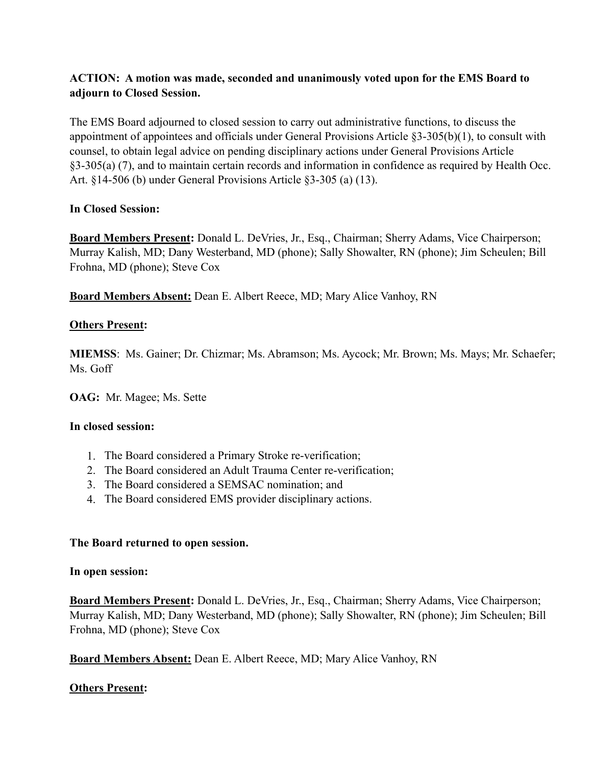**ACTION: A motion was made, seconded and unanimously voted upon for the EMS Board to adjourn to Closed Session.**

The EMS Board adjourned to closed session to carry out administrative functions, to discuss the appointment of appointees and officials under General Provisions Article §3-305(b)(1), to consult with counsel, to obtain legal advice on pending disciplinary actions under General Provisions Article §3-305(a) (7), and to maintain certain records and information in confidence as required by Health Occ. Art. §14-506 (b) under General Provisions Article §3-305 (a) (13).

**In Closed Session:**

**<u>Board Members Present</u>:** Donald L. DeVries, Jr., Esq., Chairman; Sherry Adams, Vice Chairperson; Murray Kalish, MD; Dany Westerband, MD (phone); Sally Showalter, RN (phone); Jim Scheulen; Bill Frohna, MD (phone); Steve Cox

**<u>Board Members Absent:</u>** Dean E. Albert Reece, MD; Mary Alice Vanhoy, RN

**<u>Others Present</u>:**

**MIEMSS**: Ms. Gainer; Dr. Chizmar; Ms. Abramson; Ms. Aycock; Mr. Brown; Ms. Mays; Mr. Schaefer; Ms. Goff

**OAG:** Mr. Magee; Ms. Sette

**In closed session:**

1. The Board considered a Primary Stroke re-verification;
2. The Board considered an Adult Trauma Center re-verification;
3. The Board considered a SEMSAC nomination; and
4. The Board considered EMS provider disciplinary actions.

**The Board returned to open session.**

**In open session:**

**<u>Board Members Present</u>:** Donald L. DeVries, Jr., Esq., Chairman; Sherry Adams, Vice Chairperson; Murray Kalish, MD; Dany Westerband, MD (phone); Sally Showalter, RN (phone); Jim Scheulen; Bill Frohna, MD (phone); Steve Cox

**<u>Board Members Absent:</u>** Dean E. Albert Reece, MD; Mary Alice Vanhoy, RN

**<u>Others Present</u>:**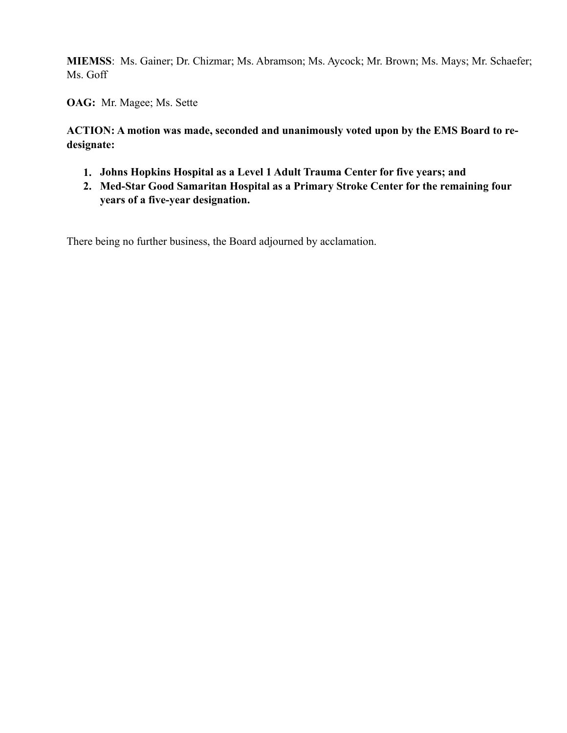**MIEMSS**: Ms. Gainer; Dr. Chizmar; Ms. Abramson; Ms. Aycock; Mr. Brown; Ms. Mays; Mr. Schaefer; Ms. Goff

**OAG:** Mr. Magee; Ms. Sette

**ACTION: A motion was made, seconded and unanimously voted upon by the EMS Board to re-designate:**

1. **Johns Hopkins Hospital as a Level 1 Adult Trauma Center for five years; and**
2. **Med-Star Good Samaritan Hospital as a Primary Stroke Center for the remaining four years of a five-year designation.**

There being no further business, the Board adjourned by acclamation.